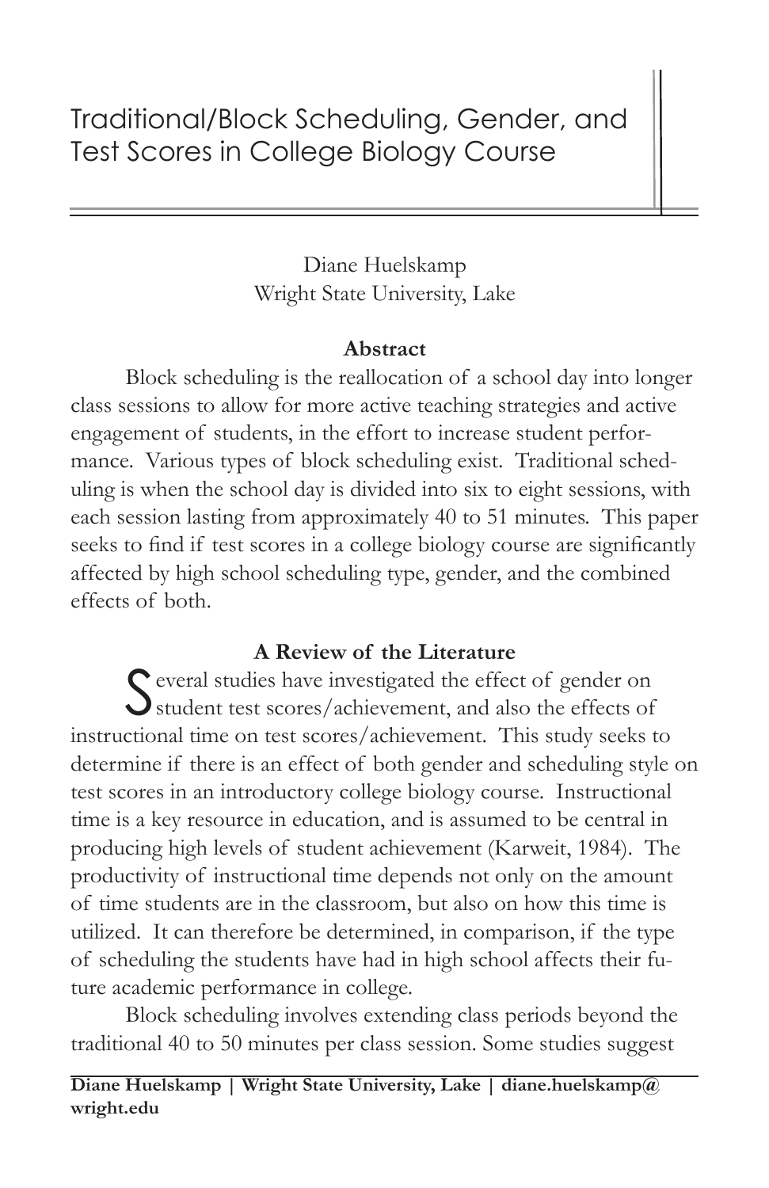# Traditional/Block Scheduling, Gender, and Test Scores in College Biology Course

Diane Huelskamp
Wright State University, Lake

## Abstract

Block scheduling is the reallocation of a school day into longer class sessions to allow for more active teaching strategies and active engagement of students, in the effort to increase student performance. Various types of block scheduling exist. Traditional scheduling is when the school day is divided into six to eight sessions, with each session lasting from approximately 40 to 51 minutes. This paper seeks to find if test scores in a college biology course are significantly affected by high school scheduling type, gender, and the combined effects of both.

## A Review of the Literature

Several studies have investigated the effect of gender on student test scores/achievement, and also the effects of instructional time on test scores/achievement. This study seeks to determine if there is an effect of both gender and scheduling style on test scores in an introductory college biology course. Instructional time is a key resource in education, and is assumed to be central in producing high levels of student achievement (Karweit, 1984). The productivity of instructional time depends not only on the amount of time students are in the classroom, but also on how this time is utilized. It can therefore be determined, in comparison, if the type of scheduling the students have had in high school affects their future academic performance in college.

Block scheduling involves extending class periods beyond the traditional 40 to 50 minutes per class session. Some studies suggest

**Diane Huelskamp | Wright State University, Lake | diane.huelskamp@wright.edu**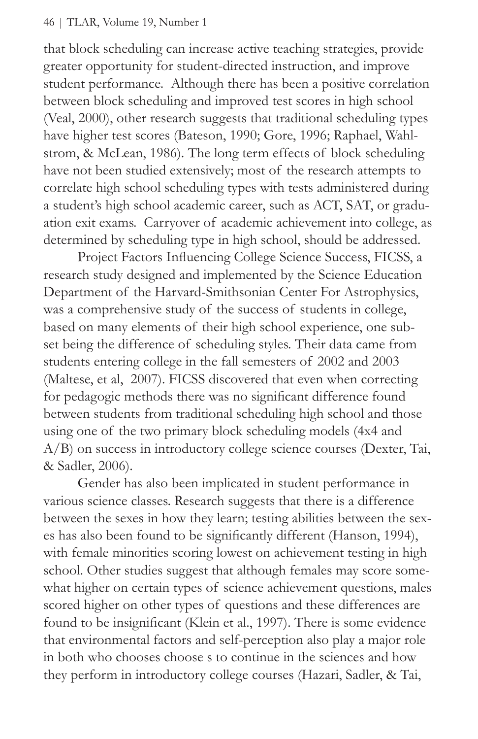that block scheduling can increase active teaching strategies, provide greater opportunity for student-directed instruction, and improve student performance. Although there has been a positive correlation between block scheduling and improved test scores in high school (Veal, 2000), other research suggests that traditional scheduling types have higher test scores (Bateson, 1990; Gore, 1996; Raphael, Wahlstrom, & McLean, 1986). The long term effects of block scheduling have not been studied extensively; most of the research attempts to correlate high school scheduling types with tests administered during a student's high school academic career, such as ACT, SAT, or graduation exit exams. Carryover of academic achievement into college, as determined by scheduling type in high school, should be addressed.

Project Factors Influencing College Science Success, FICSS, a research study designed and implemented by the Science Education Department of the Harvard-Smithsonian Center For Astrophysics, was a comprehensive study of the success of students in college, based on many elements of their high school experience, one subset being the difference of scheduling styles. Their data came from students entering college in the fall semesters of 2002 and 2003 (Maltese, et al, 2007). FICSS discovered that even when correcting for pedagogic methods there was no significant difference found between students from traditional scheduling high school and those using one of the two primary block scheduling models (4x4 and A/B) on success in introductory college science courses (Dexter, Tai, & Sadler, 2006).

Gender has also been implicated in student performance in various science classes. Research suggests that there is a difference between the sexes in how they learn; testing abilities between the sexes has also been found to be significantly different (Hanson, 1994), with female minorities scoring lowest on achievement testing in high school. Other studies suggest that although females may score somewhat higher on certain types of science achievement questions, males scored higher on other types of questions and these differences are found to be insignificant (Klein et al., 1997). There is some evidence that environmental factors and self-perception also play a major role in both who chooses choose s to continue in the sciences and how they perform in introductory college courses (Hazari, Sadler, & Tai,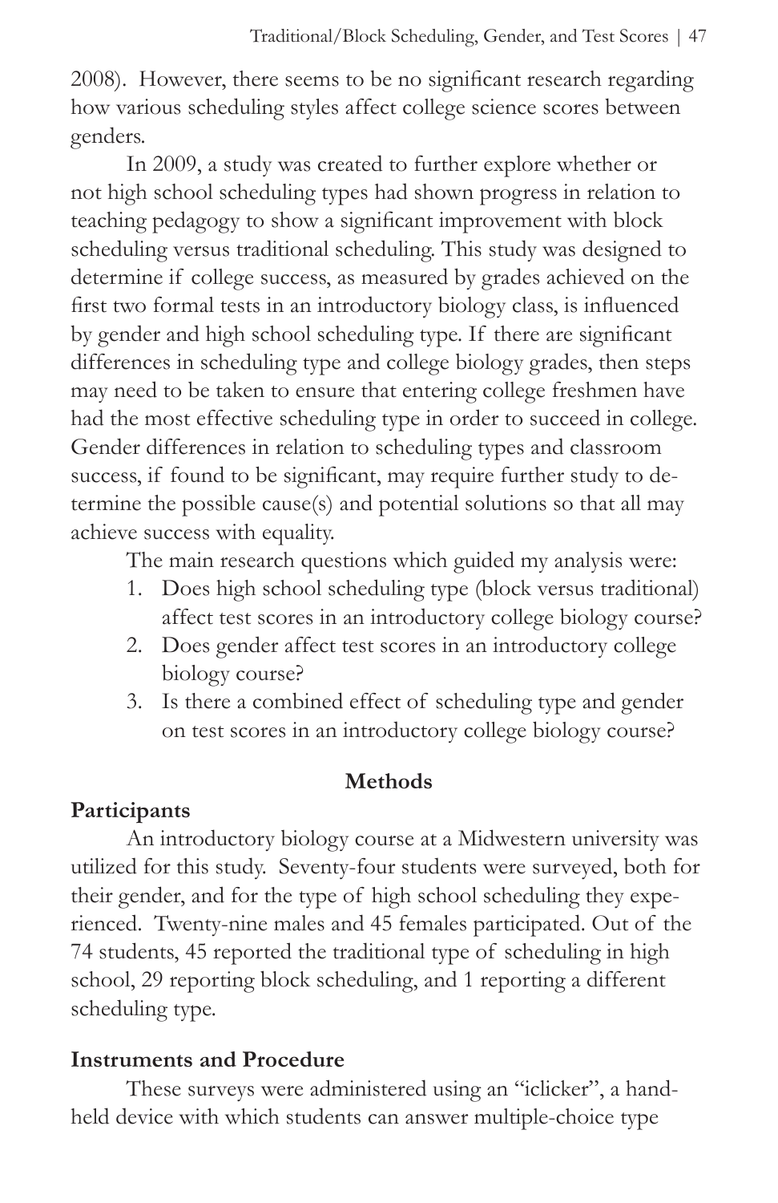2008). However, there seems to be no significant research regarding how various scheduling styles affect college science scores between genders.

In 2009, a study was created to further explore whether or not high school scheduling types had shown progress in relation to teaching pedagogy to show a significant improvement with block scheduling versus traditional scheduling. This study was designed to determine if college success, as measured by grades achieved on the first two formal tests in an introductory biology class, is influenced by gender and high school scheduling type. If there are significant differences in scheduling type and college biology grades, then steps may need to be taken to ensure that entering college freshmen have had the most effective scheduling type in order to succeed in college. Gender differences in relation to scheduling types and classroom success, if found to be significant, may require further study to determine the possible cause(s) and potential solutions so that all may achieve success with equality.

The main research questions which guided my analysis were:

1. Does high school scheduling type (block versus traditional) affect test scores in an introductory college biology course?
2. Does gender affect test scores in an introductory college biology course?
3. Is there a combined effect of scheduling type and gender on test scores in an introductory college biology course?

## Methods

### Participants

An introductory biology course at a Midwestern university was utilized for this study. Seventy-four students were surveyed, both for their gender, and for the type of high school scheduling they experienced. Twenty-nine males and 45 females participated. Out of the 74 students, 45 reported the traditional type of scheduling in high school, 29 reporting block scheduling, and 1 reporting a different scheduling type.

### Instruments and Procedure

These surveys were administered using an "iclicker", a hand-held device with which students can answer multiple-choice type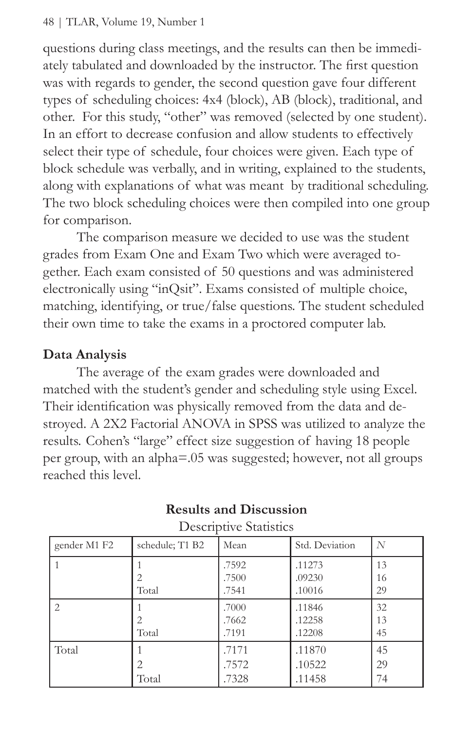questions during class meetings, and the results can then be immediately tabulated and downloaded by the instructor. The first question was with regards to gender, the second question gave four different types of scheduling choices: 4x4 (block), AB (block), traditional, and other. For this study, "other" was removed (selected by one student). In an effort to decrease confusion and allow students to effectively select their type of schedule, four choices were given. Each type of block schedule was verbally, and in writing, explained to the students, along with explanations of what was meant by traditional scheduling. The two block scheduling choices were then compiled into one group for comparison.

The comparison measure we decided to use was the student grades from Exam One and Exam Two which were averaged together. Each exam consisted of 50 questions and was administered electronically using "inQsit". Exams consisted of multiple choice, matching, identifying, or true/false questions. The student scheduled their own time to take the exams in a proctored computer lab.

## Data Analysis

The average of the exam grades were downloaded and matched with the student's gender and scheduling style using Excel. Their identification was physically removed from the data and destroyed. A 2X2 Factorial ANOVA in SPSS was utilized to analyze the results. Cohen's "large" effect size suggestion of having 18 people per group, with an alpha=.05 was suggested; however, not all groups reached this level.

## Results and Discussion

Descriptive Statistics

| gender M1 F2 | schedule; T1 B2 | Mean | Std. Deviation | *N* |
|---|---|---|---|---|
| 1 | 1 | .7592 | .11273 | 13 |
| | 2 | .7500 | .09230 | 16 |
| | Total | .7541 | .10016 | 29 |
| 2 | 1 | .7000 | .11846 | 32 |
| | 2 | .7662 | .12258 | 13 |
| | Total | .7191 | .12208 | 45 |
| Total | 1 | .7171 | .11870 | 45 |
| | 2 | .7572 | .10522 | 29 |
| | Total | .7328 | .11458 | 74 |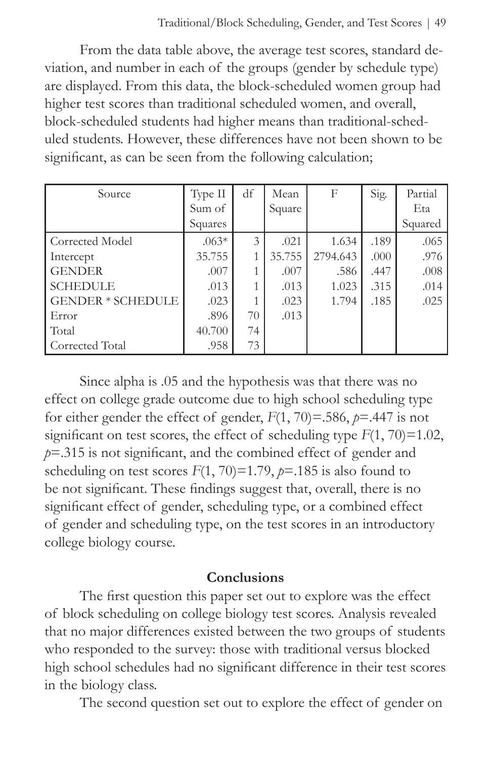From the data table above, the average test scores, standard deviation, and number in each of the groups (gender by schedule type) are displayed. From this data, the block-scheduled women group had higher test scores than traditional scheduled women, and overall, block-scheduled students had higher means than traditional-scheduled students. However, these differences have not been shown to be significant, as can be seen from the following calculation;

| Source | Type II Sum of Squares | df | Mean Square | F | Sig. | Partial Eta Squared |
|---|---|---|---|---|---|---|
| Corrected Model | .063* | 3 | .021 | 1.634 | .189 | .065 |
| Intercept | 35.755 | 1 | 35.755 | 2794.643 | .000 | .976 |
| GENDER | .007 | 1 | .007 | .586 | .447 | .008 |
| SCHEDULE | .013 | 1 | .013 | 1.023 | .315 | .014 |
| GENDER * SCHEDULE | .023 | 1 | .023 | 1.794 | .185 | .025 |
| Error | .896 | 70 | .013 | | | |
| Total | 40.700 | 74 | | | | |
| Corrected Total | .958 | 73 | | | | |

Since alpha is .05 and the hypothesis was that there was no effect on college grade outcome due to high school scheduling type for either gender the effect of gender, $F(1, 70)=.586$, $p=.447$ is not significant on test scores, the effect of scheduling type $F(1, 70)=1.02$, $p=.315$ is not significant, and the combined effect of gender and scheduling on test scores $F(1, 70)=1.79$, $p=.185$ is also found to be not significant. These findings suggest that, overall, there is no significant effect of gender, scheduling type, or a combined effect of gender and scheduling type, on the test scores in an introductory college biology course.

## Conclusions

The first question this paper set out to explore was the effect of block scheduling on college biology test scores. Analysis revealed that no major differences existed between the two groups of students who responded to the survey: those with traditional versus blocked high school schedules had no significant difference in their test scores in the biology class.

The second question set out to explore the effect of gender on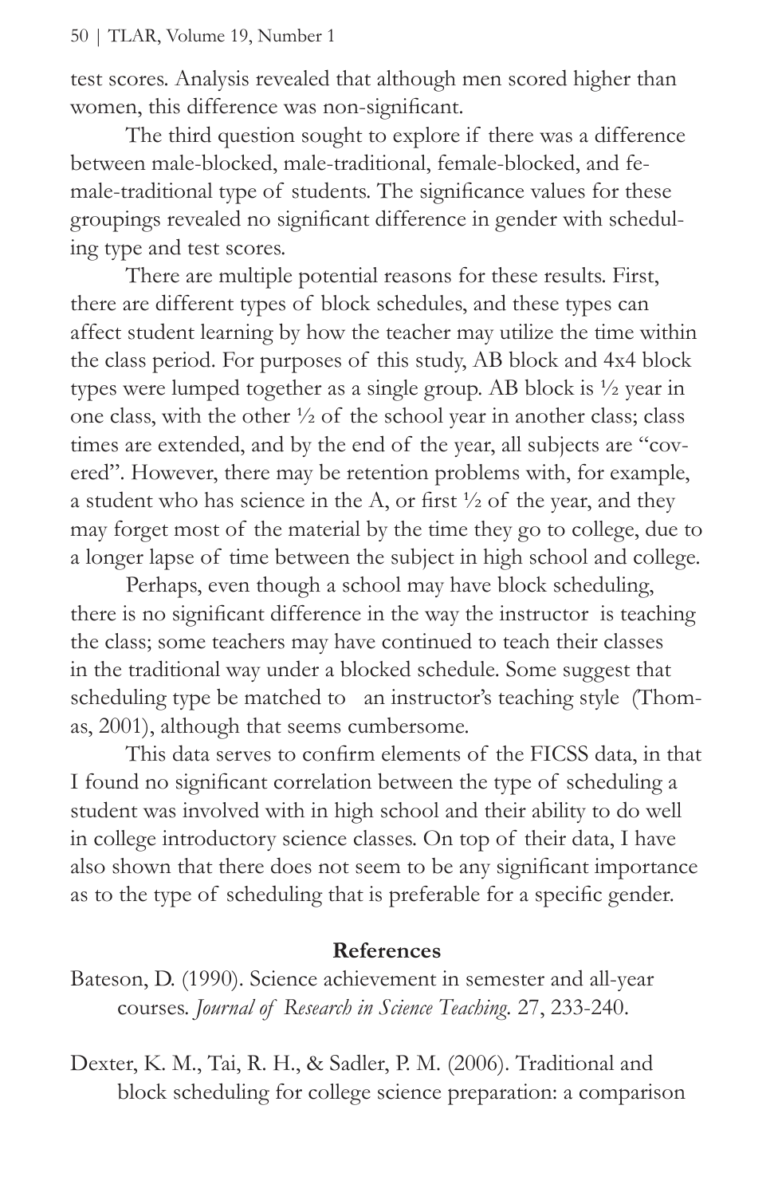test scores. Analysis revealed that although men scored higher than women, this difference was non-significant.

The third question sought to explore if there was a difference between male-blocked, male-traditional, female-blocked, and female-traditional type of students. The significance values for these groupings revealed no significant difference in gender with scheduling type and test scores.

There are multiple potential reasons for these results. First, there are different types of block schedules, and these types can affect student learning by how the teacher may utilize the time within the class period. For purposes of this study, AB block and 4x4 block types were lumped together as a single group. AB block is ½ year in one class, with the other ½ of the school year in another class; class times are extended, and by the end of the year, all subjects are "covered". However, there may be retention problems with, for example, a student who has science in the A, or first ½ of the year, and they may forget most of the material by the time they go to college, due to a longer lapse of time between the subject in high school and college.

Perhaps, even though a school may have block scheduling, there is no significant difference in the way the instructor is teaching the class; some teachers may have continued to teach their classes in the traditional way under a blocked schedule. Some suggest that scheduling type be matched to an instructor's teaching style (Thomas, 2001), although that seems cumbersome.

This data serves to confirm elements of the FICSS data, in that I found no significant correlation between the type of scheduling a student was involved with in high school and their ability to do well in college introductory science classes. On top of their data, I have also shown that there does not seem to be any significant importance as to the type of scheduling that is preferable for a specific gender.

## References

Bateson, D. (1990). Science achievement in semester and all-year courses. *Journal of Research in Science Teaching.* 27, 233-240.

Dexter, K. M., Tai, R. H., & Sadler, P. M. (2006). Traditional and block scheduling for college science preparation: a comparison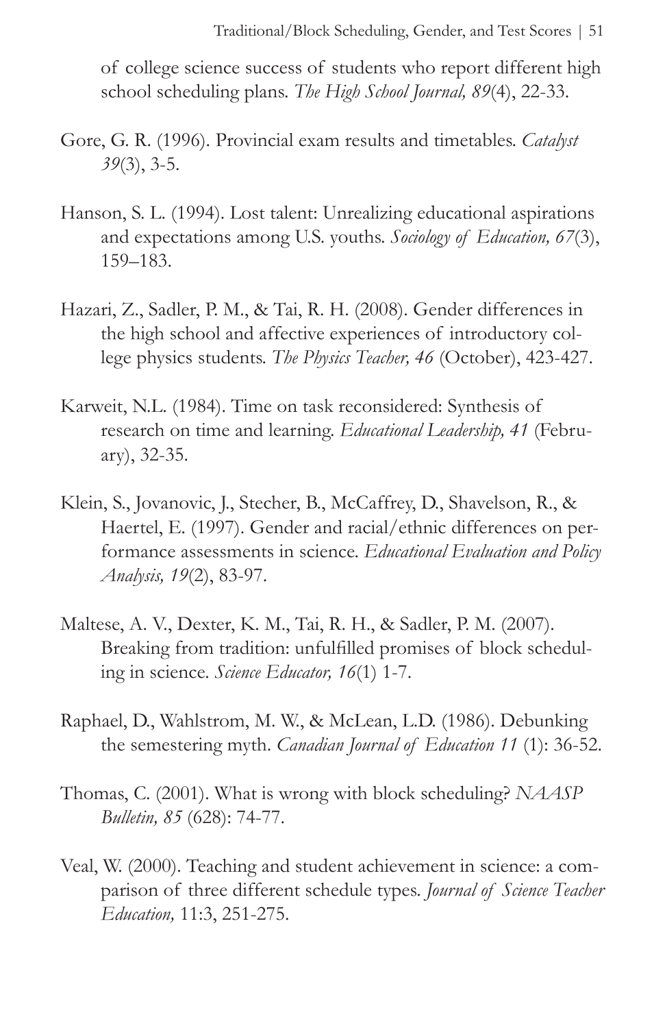of college science success of students who report different high school scheduling plans. *The High School Journal, 89*(4), 22-33.

Gore, G. R. (1996). Provincial exam results and timetables. *Catalyst 39*(3), 3-5.

Hanson, S. L. (1994). Lost talent: Unrealizing educational aspirations and expectations among U.S. youths. *Sociology of Education, 67*(3), 159–183.

Hazari, Z., Sadler, P. M., & Tai, R. H. (2008). Gender differences in the high school and affective experiences of introductory college physics students. *The Physics Teacher, 46* (October), 423-427.

Karweit, N.L. (1984). Time on task reconsidered: Synthesis of research on time and learning. *Educational Leadership, 41* (February), 32-35.

Klein, S., Jovanovic, J., Stecher, B., McCaffrey, D., Shavelson, R., & Haertel, E. (1997). Gender and racial/ethnic differences on performance assessments in science. *Educational Evaluation and Policy Analysis, 19*(2), 83-97.

Maltese, A. V., Dexter, K. M., Tai, R. H., & Sadler, P. M. (2007). Breaking from tradition: unfulfilled promises of block scheduling in science. *Science Educator, 16*(1) 1-7.

Raphael, D., Wahlstrom, M. W., & McLean, L.D. (1986). Debunking the semestering myth. *Canadian Journal of Education 11* (1): 36-52.

Thomas, C. (2001). What is wrong with block scheduling? *NAASP Bulletin, 85* (628): 74-77.

Veal, W. (2000). Teaching and student achievement in science: a comparison of three different schedule types. *Journal of Science Teacher Education,* 11:3, 251-275.